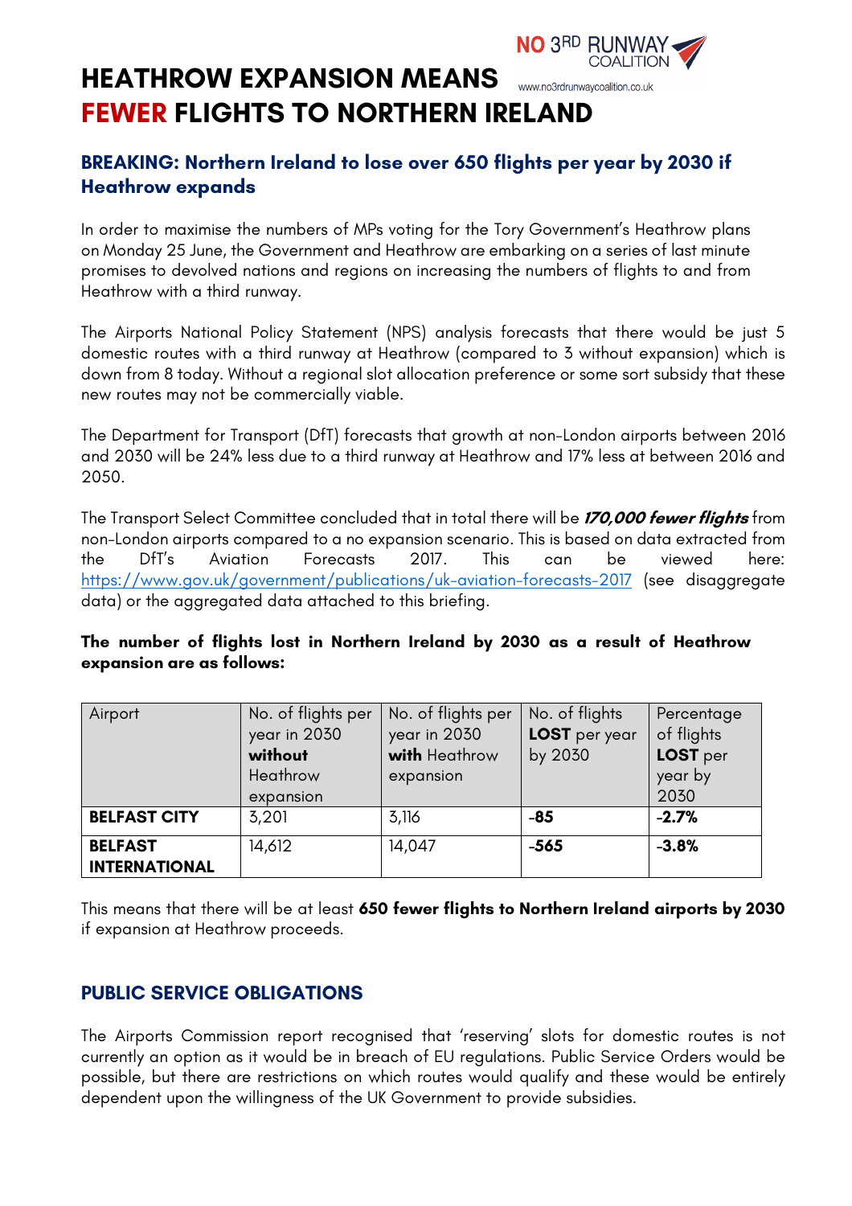NO 3RD RUNWAY COALITION

www.no3rdrunwaycoalition.co.uk

# HEATHROW EXPANSION MEANS FEWER FLIGHTS TO NORTHERN IRELAND

## BREAKING: Northern Ireland to lose over 650 flights per year by 2030 if Heathrow expands

In order to maximise the numbers of MPs voting for the Tory Government's Heathrow plans on Monday 25 June, the Government and Heathrow are embarking on a series of last minute promises to devolved nations and regions on increasing the numbers of flights to and from Heathrow with a third runway.

The Airports National Policy Statement (NPS) analysis forecasts that there would be just 5 domestic routes with a third runway at Heathrow (compared to 3 without expansion) which is down from 8 today. Without a regional slot allocation preference or some sort subsidy that these new routes may not be commercially viable.

The Department for Transport (DfT) forecasts that growth at non-London airports between 2016 and 2030 will be 24% less due to a third runway at Heathrow and 17% less at between 2016 and 2050.

The Transport Select Committee concluded that in total there will be ***170,000 fewer flights*** from non-London airports compared to a no expansion scenario. This is based on data extracted from the DfT's Aviation Forecasts 2017. This can be viewed here: https://www.gov.uk/government/publications/uk-aviation-forecasts-2017 (see disaggregate data) or the aggregated data attached to this briefing.

**The number of flights lost in Northern Ireland by 2030 as a result of Heathrow expansion are as follows:**

| Airport | No. of flights per year in 2030 **without** Heathrow expansion | No. of flights per year in 2030 **with** Heathrow expansion | No. of flights **LOST** per year by 2030 | Percentage of flights **LOST** per year by 2030 |
|---|---|---|---|---|
| **BELFAST CITY** | 3,201 | 3,116 | **-85** | **-2.7%** |
| **BELFAST INTERNATIONAL** | 14,612 | 14,047 | **-565** | **-3.8%** |

This means that there will be at least **650 fewer flights to Northern Ireland airports by 2030** if expansion at Heathrow proceeds.

## PUBLIC SERVICE OBLIGATIONS

The Airports Commission report recognised that 'reserving' slots for domestic routes is not currently an option as it would be in breach of EU regulations. Public Service Orders would be possible, but there are restrictions on which routes would qualify and these would be entirely dependent upon the willingness of the UK Government to provide subsidies.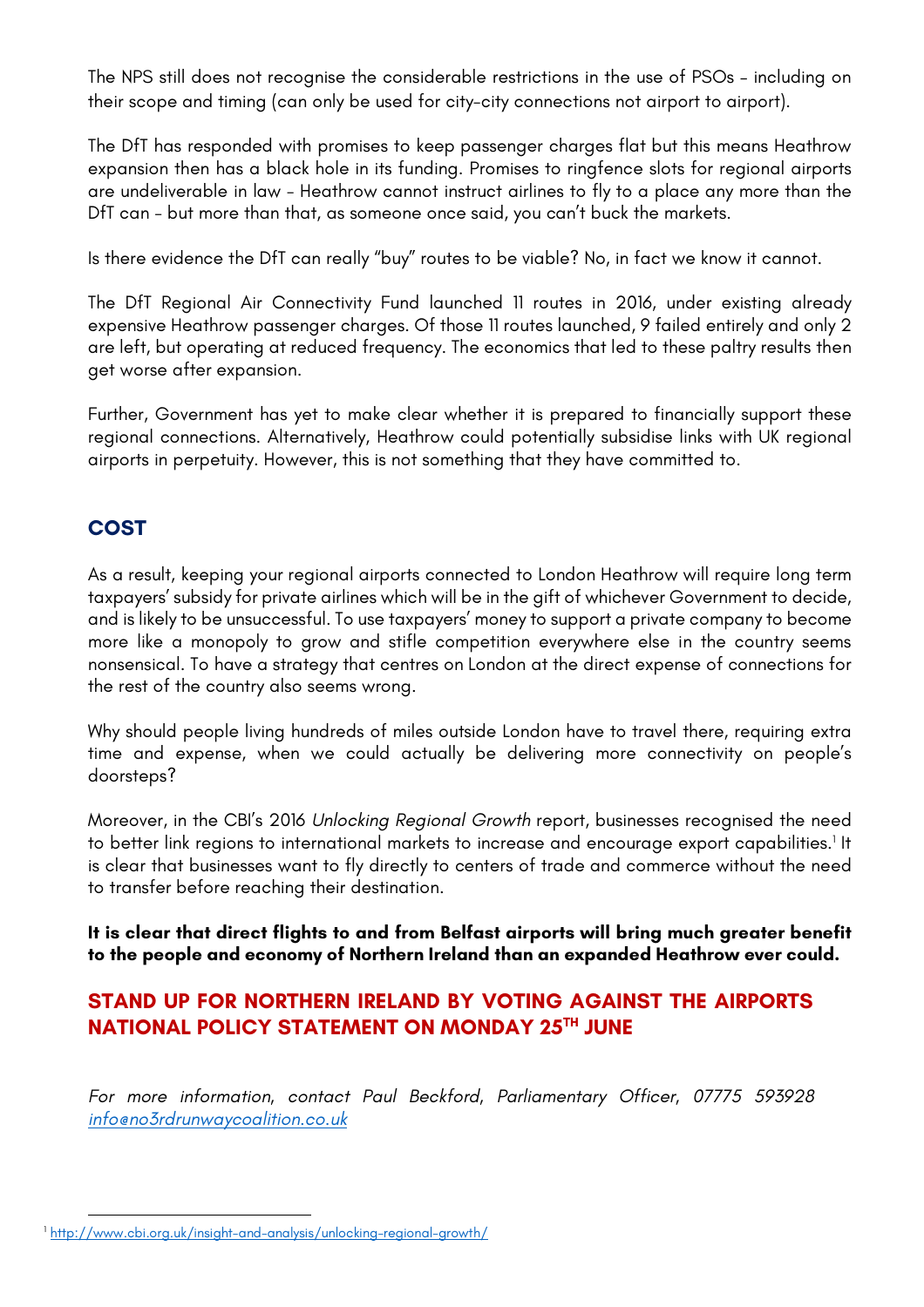The NPS still does not recognise the considerable restrictions in the use of PSOs – including on their scope and timing (can only be used for city-city connections not airport to airport).

The DfT has responded with promises to keep passenger charges flat but this means Heathrow expansion then has a black hole in its funding. Promises to ringfence slots for regional airports are undeliverable in law – Heathrow cannot instruct airlines to fly to a place any more than the DfT can – but more than that, as someone once said, you can't buck the markets.

Is there evidence the DfT can really "buy" routes to be viable? No, in fact we know it cannot.

The DfT Regional Air Connectivity Fund launched 11 routes in 2016, under existing already expensive Heathrow passenger charges. Of those 11 routes launched, 9 failed entirely and only 2 are left, but operating at reduced frequency. The economics that led to these paltry results then get worse after expansion.

Further, Government has yet to make clear whether it is prepared to financially support these regional connections. Alternatively, Heathrow could potentially subsidise links with UK regional airports in perpetuity. However, this is not something that they have committed to.

## COST

As a result, keeping your regional airports connected to London Heathrow will require long term taxpayers' subsidy for private airlines which will be in the gift of whichever Government to decide, and is likely to be unsuccessful. To use taxpayers' money to support a private company to become more like a monopoly to grow and stifle competition everywhere else in the country seems nonsensical. To have a strategy that centres on London at the direct expense of connections for the rest of the country also seems wrong.

Why should people living hundreds of miles outside London have to travel there, requiring extra time and expense, when we could actually be delivering more connectivity on people's doorsteps?

Moreover, in the CBI's 2016 *Unlocking Regional Growth* report, businesses recognised the need to better link regions to international markets to increase and encourage export capabilities.[1] It is clear that businesses want to fly directly to centers of trade and commerce without the need to transfer before reaching their destination.

**It is clear that direct flights to and from Belfast airports will bring much greater benefit to the people and economy of Northern Ireland than an expanded Heathrow ever could.**

## STAND UP FOR NORTHERN IRELAND BY VOTING AGAINST THE AIRPORTS NATIONAL POLICY STATEMENT ON MONDAY 25TH JUNE

*For more information, contact Paul Beckford, Parliamentary Officer, 07775 593928 [info@no3rdrunwaycoalition.co.uk](mailto:info@no3rdrunwaycoalition.co.uk)*

[1] http://www.cbi.org.uk/insight-and-analysis/unlocking-regional-growth/